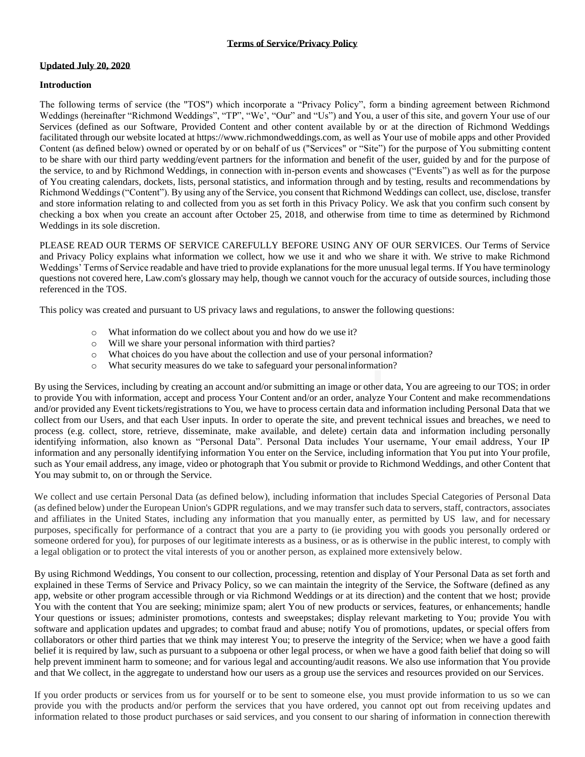**Terms of Service/Privacy Policy**

**Updated July 20, 2020**

**Introduction**

The following terms of service (the "TOS") which incorporate a "Privacy Policy", form a binding agreement between Richmond Weddings (hereinafter "Richmond Weddings", "TP", "We', "Our" and "Us") and You, a user of this site, and govern Your use of our Services (defined as our Software, Provided Content and other content available by or at the direction of Richmond Weddings facilitated through our website located at https://www.richmondweddings.com, as well as Your use of mobile apps and other Provided Content (as defined below) owned or operated by or on behalf of us ("Services" or "Site") for the purpose of You submitting content to be share with our third party wedding/event partners for the information and benefit of the user, guided by and for the purpose of the service, to and by Richmond Weddings, in connection with in-person events and showcases ("Events") as well as for the purpose of You creating calendars, dockets, lists, personal statistics, and information through and by testing, results and recommendations by Richmond Weddings ("Content"). By using any of the Service, you consent that Richmond Weddings can collect, use, disclose, transfer and store information relating to and collected from you as set forth in this Privacy Policy. We ask that you confirm such consent by checking a box when you create an account after October 25, 2018, and otherwise from time to time as determined by Richmond Weddings in its sole discretion.

PLEASE READ OUR TERMS OF SERVICE CAREFULLY BEFORE USING ANY OF OUR SERVICES. Our Terms of Service and Privacy Policy explains what information we collect, how we use it and who we share it with. We strive to make Richmond Weddings' Terms of Service readable and have tried to provide explanations for the more unusual legal terms. If You have terminology questions not covered here, Law.com's glossary may help, though we cannot vouch for the accuracy of outside sources, including those referenced in the TOS.

This policy was created and pursuant to US privacy laws and regulations, to answer the following questions:

- What information do we collect about you and how do we use it?
- Will we share your personal information with third parties?
- What choices do you have about the collection and use of your personal information?
- What security measures do we take to safeguard your personal information?

By using the Services, including by creating an account and/or submitting an image or other data, You are agreeing to our TOS; in order to provide You with information, accept and process Your Content and/or an order, analyze Your Content and make recommendations and/or provided any Event tickets/registrations to You, we have to process certain data and information including Personal Data that we collect from our Users, and that each User inputs. In order to operate the site, and prevent technical issues and breaches, we need to process (e.g. collect, store, retrieve, disseminate, make available, and delete) certain data and information including personally identifying information, also known as "Personal Data". Personal Data includes Your username, Your email address, Your IP information and any personally identifying information You enter on the Service, including information that You put into Your profile, such as Your email address, any image, video or photograph that You submit or provide to Richmond Weddings, and other Content that You may submit to, on or through the Service.

We collect and use certain Personal Data (as defined below), including information that includes Special Categories of Personal Data (as defined below) under the European Union's GDPR regulations, and we may transfer such data to servers, staff, contractors, associates and affiliates in the United States, including any information that you manually enter, as permitted by US law, and for necessary purposes, specifically for performance of a contract that you are a party to (ie providing you with goods you personally ordered or someone ordered for you), for purposes of our legitimate interests as a business, or as is otherwise in the public interest, to comply with a legal obligation or to protect the vital interests of you or another person, as explained more extensively below.

By using Richmond Weddings, You consent to our collection, processing, retention and display of Your Personal Data as set forth and explained in these Terms of Service and Privacy Policy, so we can maintain the integrity of the Service, the Software (defined as any app, website or other program accessible through or via Richmond Weddings or at its direction) and the content that we host; provide You with the content that You are seeking; minimize spam; alert You of new products or services, features, or enhancements; handle Your questions or issues; administer promotions, contests and sweepstakes; display relevant marketing to You; provide You with software and application updates and upgrades; to combat fraud and abuse; notify You of promotions, updates, or special offers from collaborators or other third parties that we think may interest You; to preserve the integrity of the Service; when we have a good faith belief it is required by law, such as pursuant to a subpoena or other legal process, or when we have a good faith belief that doing so will help prevent imminent harm to someone; and for various legal and accounting/audit reasons. We also use information that You provide and that We collect, in the aggregate to understand how our users as a group use the services and resources provided on our Services.

If you order products or services from us for yourself or to be sent to someone else, you must provide information to us so we can provide you with the products and/or perform the services that you have ordered, you cannot opt out from receiving updates and information related to those product purchases or said services, and you consent to our sharing of information in connection therewith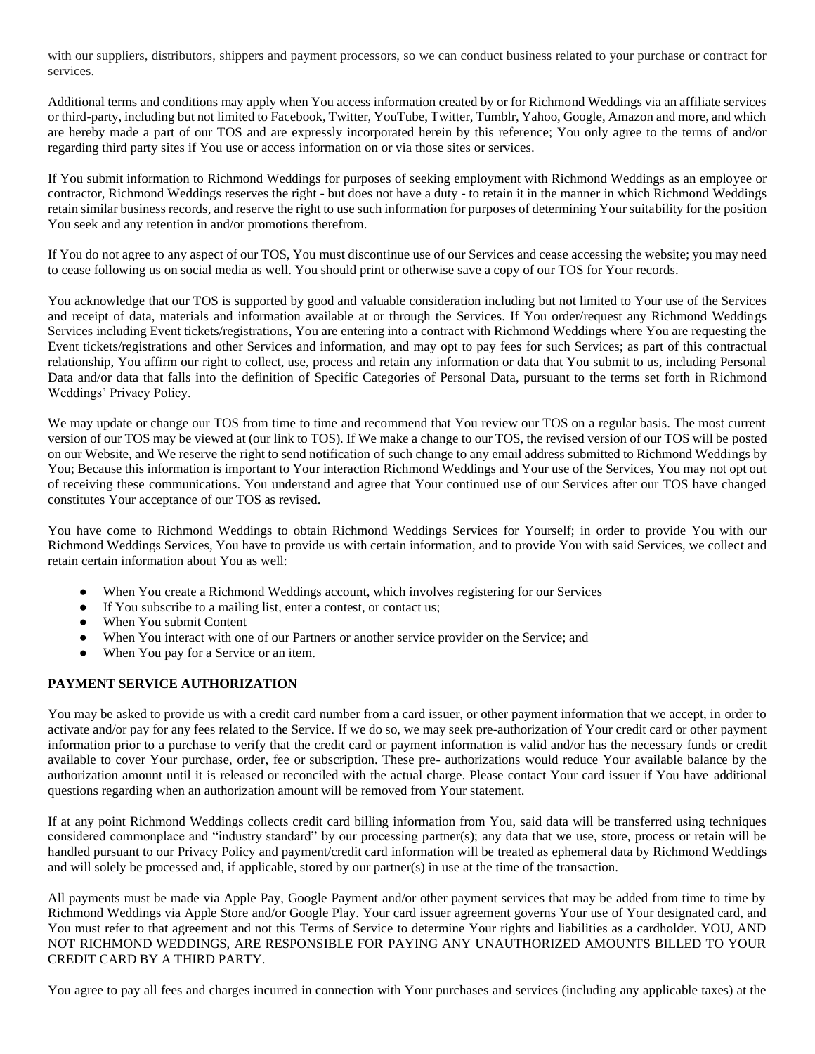with our suppliers, distributors, shippers and payment processors, so we can conduct business related to your purchase or contract for services.

Additional terms and conditions may apply when You access information created by or for Richmond Weddings via an affiliate services or third-party, including but not limited to Facebook, Twitter, YouTube, Twitter, Tumblr, Yahoo, Google, Amazon and more, and which are hereby made a part of our TOS and are expressly incorporated herein by this reference; You only agree to the terms of and/or regarding third party sites if You use or access information on or via those sites or services.

If You submit information to Richmond Weddings for purposes of seeking employment with Richmond Weddings as an employee or contractor, Richmond Weddings reserves the right - but does not have a duty - to retain it in the manner in which Richmond Weddings retain similar business records, and reserve the right to use such information for purposes of determining Your suitability for the position You seek and any retention in and/or promotions therefrom.

If You do not agree to any aspect of our TOS, You must discontinue use of our Services and cease accessing the website; you may need to cease following us on social media as well. You should print or otherwise save a copy of our TOS for Your records.

You acknowledge that our TOS is supported by good and valuable consideration including but not limited to Your use of the Services and receipt of data, materials and information available at or through the Services. If You order/request any Richmond Weddings Services including Event tickets/registrations, You are entering into a contract with Richmond Weddings where You are requesting the Event tickets/registrations and other Services and information, and may opt to pay fees for such Services; as part of this contractual relationship, You affirm our right to collect, use, process and retain any information or data that You submit to us, including Personal Data and/or data that falls into the definition of Specific Categories of Personal Data, pursuant to the terms set forth in Richmond Weddings' Privacy Policy.

We may update or change our TOS from time to time and recommend that You review our TOS on a regular basis. The most current version of our TOS may be viewed at (our link to TOS). If We make a change to our TOS, the revised version of our TOS will be posted on our Website, and We reserve the right to send notification of such change to any email address submitted to Richmond Weddings by You; Because this information is important to Your interaction Richmond Weddings and Your use of the Services, You may not opt out of receiving these communications. You understand and agree that Your continued use of our Services after our TOS have changed constitutes Your acceptance of our TOS as revised.

You have come to Richmond Weddings to obtain Richmond Weddings Services for Yourself; in order to provide You with our Richmond Weddings Services, You have to provide us with certain information, and to provide You with said Services, we collect and retain certain information about You as well:

- When You create a Richmond Weddings account, which involves registering for our Services
- If You subscribe to a mailing list, enter a contest, or contact us;
- When You submit Content
- When You interact with one of our Partners or another service provider on the Service; and
- When You pay for a Service or an item.

**PAYMENT SERVICE AUTHORIZATION**

You may be asked to provide us with a credit card number from a card issuer, or other payment information that we accept, in order to activate and/or pay for any fees related to the Service. If we do so, we may seek pre-authorization of Your credit card or other payment information prior to a purchase to verify that the credit card or payment information is valid and/or has the necessary funds or credit available to cover Your purchase, order, fee or subscription. These pre- authorizations would reduce Your available balance by the authorization amount until it is released or reconciled with the actual charge. Please contact Your card issuer if You have additional questions regarding when an authorization amount will be removed from Your statement.

If at any point Richmond Weddings collects credit card billing information from You, said data will be transferred using techniques considered commonplace and "industry standard" by our processing partner(s); any data that we use, store, process or retain will be handled pursuant to our Privacy Policy and payment/credit card information will be treated as ephemeral data by Richmond Weddings and will solely be processed and, if applicable, stored by our partner(s) in use at the time of the transaction.

All payments must be made via Apple Pay, Google Payment and/or other payment services that may be added from time to time by Richmond Weddings via Apple Store and/or Google Play. Your card issuer agreement governs Your use of Your designated card, and You must refer to that agreement and not this Terms of Service to determine Your rights and liabilities as a cardholder. YOU, AND NOT RICHMOND WEDDINGS, ARE RESPONSIBLE FOR PAYING ANY UNAUTHORIZED AMOUNTS BILLED TO YOUR CREDIT CARD BY A THIRD PARTY.

You agree to pay all fees and charges incurred in connection with Your purchases and services (including any applicable taxes) at the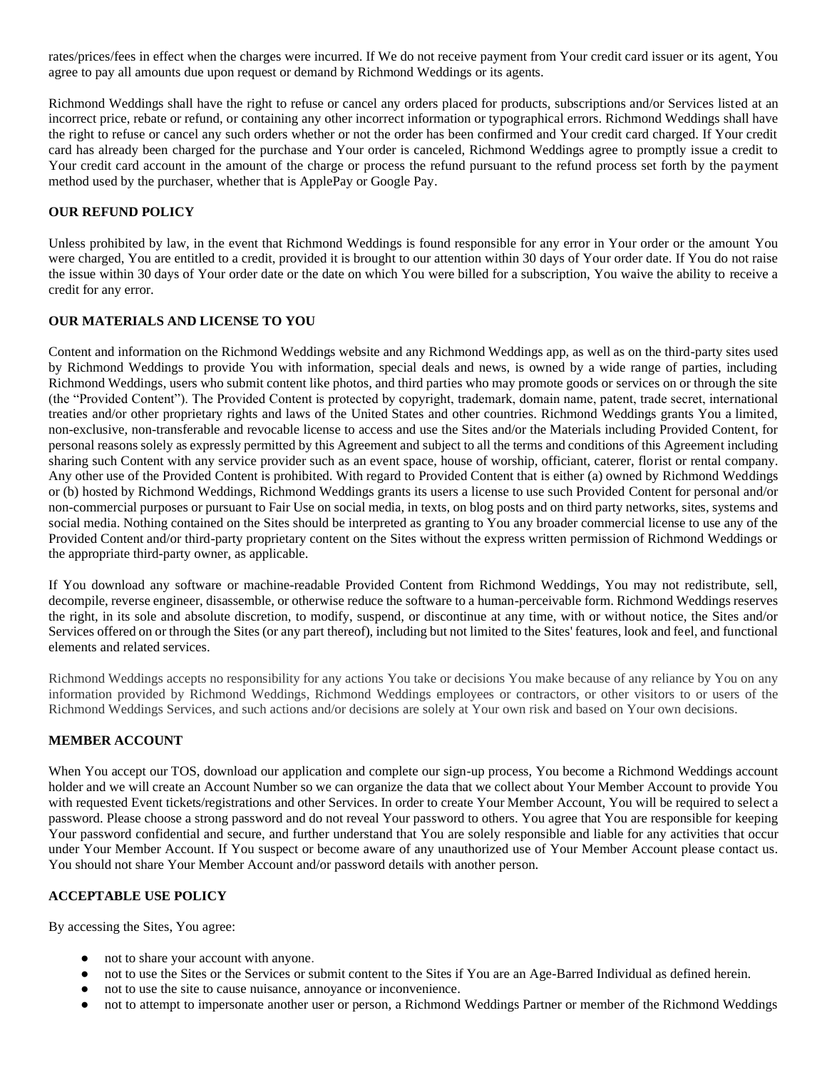rates/prices/fees in effect when the charges were incurred. If We do not receive payment from Your credit card issuer or its agent, You agree to pay all amounts due upon request or demand by Richmond Weddings or its agents.

Richmond Weddings shall have the right to refuse or cancel any orders placed for products, subscriptions and/or Services listed at an incorrect price, rebate or refund, or containing any other incorrect information or typographical errors. Richmond Weddings shall have the right to refuse or cancel any such orders whether or not the order has been confirmed and Your credit card charged. If Your credit card has already been charged for the purchase and Your order is canceled, Richmond Weddings agree to promptly issue a credit to Your credit card account in the amount of the charge or process the refund pursuant to the refund process set forth by the payment method used by the purchaser, whether that is ApplePay or Google Pay.

**OUR REFUND POLICY**

Unless prohibited by law, in the event that Richmond Weddings is found responsible for any error in Your order or the amount You were charged, You are entitled to a credit, provided it is brought to our attention within 30 days of Your order date. If You do not raise the issue within 30 days of Your order date or the date on which You were billed for a subscription, You waive the ability to receive a credit for any error.

**OUR MATERIALS AND LICENSE TO YOU**

Content and information on the Richmond Weddings website and any Richmond Weddings app, as well as on the third-party sites used by Richmond Weddings to provide You with information, special deals and news, is owned by a wide range of parties, including Richmond Weddings, users who submit content like photos, and third parties who may promote goods or services on or through the site (the "Provided Content"). The Provided Content is protected by copyright, trademark, domain name, patent, trade secret, international treaties and/or other proprietary rights and laws of the United States and other countries. Richmond Weddings grants You a limited, non-exclusive, non-transferable and revocable license to access and use the Sites and/or the Materials including Provided Content, for personal reasons solely as expressly permitted by this Agreement and subject to all the terms and conditions of this Agreement including sharing such Content with any service provider such as an event space, house of worship, officiant, caterer, florist or rental company. Any other use of the Provided Content is prohibited. With regard to Provided Content that is either (a) owned by Richmond Weddings or (b) hosted by Richmond Weddings, Richmond Weddings grants its users a license to use such Provided Content for personal and/or non-commercial purposes or pursuant to Fair Use on social media, in texts, on blog posts and on third party networks, sites, systems and social media. Nothing contained on the Sites should be interpreted as granting to You any broader commercial license to use any of the Provided Content and/or third-party proprietary content on the Sites without the express written permission of Richmond Weddings or the appropriate third-party owner, as applicable.

If You download any software or machine-readable Provided Content from Richmond Weddings, You may not redistribute, sell, decompile, reverse engineer, disassemble, or otherwise reduce the software to a human-perceivable form. Richmond Weddings reserves the right, in its sole and absolute discretion, to modify, suspend, or discontinue at any time, with or without notice, the Sites and/or Services offered on or through the Sites (or any part thereof), including but not limited to the Sites' features, look and feel, and functional elements and related services.

Richmond Weddings accepts no responsibility for any actions You take or decisions You make because of any reliance by You on any information provided by Richmond Weddings, Richmond Weddings employees or contractors, or other visitors to or users of the Richmond Weddings Services, and such actions and/or decisions are solely at Your own risk and based on Your own decisions.

**MEMBER ACCOUNT**

When You accept our TOS, download our application and complete our sign-up process, You become a Richmond Weddings account holder and we will create an Account Number so we can organize the data that we collect about Your Member Account to provide You with requested Event tickets/registrations and other Services. In order to create Your Member Account, You will be required to select a password. Please choose a strong password and do not reveal Your password to others. You agree that You are responsible for keeping Your password confidential and secure, and further understand that You are solely responsible and liable for any activities that occur under Your Member Account. If You suspect or become aware of any unauthorized use of Your Member Account please contact us. You should not share Your Member Account and/or password details with another person.

**ACCEPTABLE USE POLICY**

By accessing the Sites, You agree:

- not to share your account with anyone.
- not to use the Sites or the Services or submit content to the Sites if You are an Age-Barred Individual as defined herein.
- not to use the site to cause nuisance, annoyance or inconvenience.
- not to attempt to impersonate another user or person, a Richmond Weddings Partner or member of the Richmond Weddings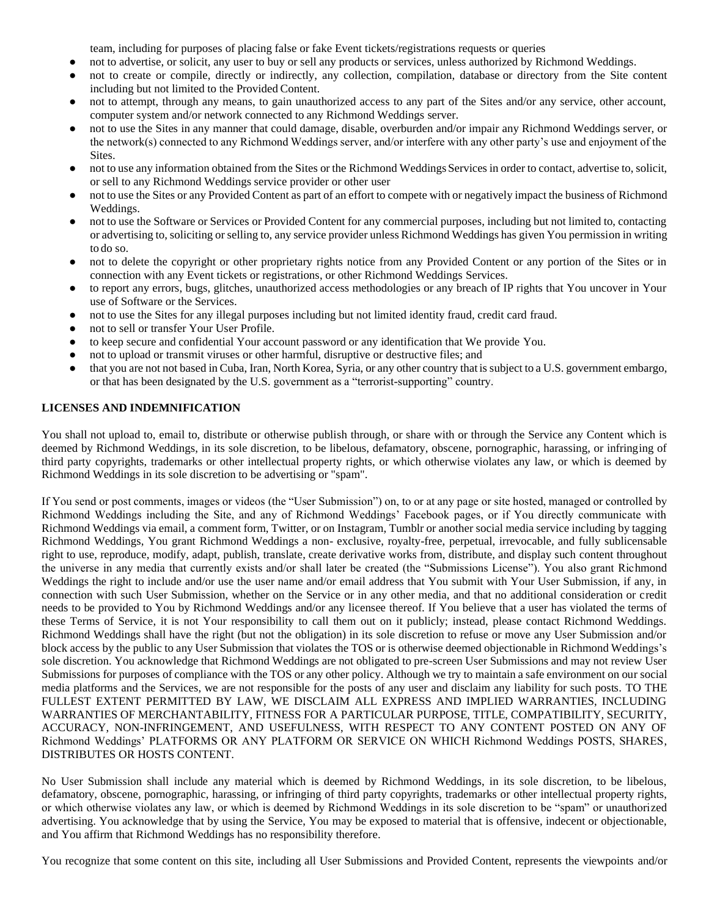team, including for purposes of placing false or fake Event tickets/registrations requests or queries

- not to advertise, or solicit, any user to buy or sell any products or services, unless authorized by Richmond Weddings.
- not to create or compile, directly or indirectly, any collection, compilation, database or directory from the Site content including but not limited to the Provided Content.
- not to attempt, through any means, to gain unauthorized access to any part of the Sites and/or any service, other account, computer system and/or network connected to any Richmond Weddings server.
- not to use the Sites in any manner that could damage, disable, overburden and/or impair any Richmond Weddings server, or the network(s) connected to any Richmond Weddings server, and/or interfere with any other party's use and enjoyment of the Sites.
- not to use any information obtained from the Sites or the Richmond Weddings Services in order to contact, advertise to, solicit, or sell to any Richmond Weddings service provider or other user
- not to use the Sites or any Provided Content as part of an effort to compete with or negatively impact the business of Richmond Weddings.
- not to use the Software or Services or Provided Content for any commercial purposes, including but not limited to, contacting or advertising to, soliciting or selling to, any service provider unless Richmond Weddings has given You permission in writing to do so.
- not to delete the copyright or other proprietary rights notice from any Provided Content or any portion of the Sites or in connection with any Event tickets or registrations, or other Richmond Weddings Services.
- to report any errors, bugs, glitches, unauthorized access methodologies or any breach of IP rights that You uncover in Your use of Software or the Services.
- not to use the Sites for any illegal purposes including but not limited identity fraud, credit card fraud.
- not to sell or transfer Your User Profile.
- to keep secure and confidential Your account password or any identification that We provide You.
- not to upload or transmit viruses or other harmful, disruptive or destructive files; and
- that you are not not based in Cuba, Iran, North Korea, Syria, or any other country that is subject to a U.S. government embargo, or that has been designated by the U.S. government as a "terrorist-supporting" country.

**LICENSES AND INDEMNIFICATION**

You shall not upload to, email to, distribute or otherwise publish through, or share with or through the Service any Content which is deemed by Richmond Weddings, in its sole discretion, to be libelous, defamatory, obscene, pornographic, harassing, or infringing of third party copyrights, trademarks or other intellectual property rights, or which otherwise violates any law, or which is deemed by Richmond Weddings in its sole discretion to be advertising or "spam".

If You send or post comments, images or videos (the "User Submission") on, to or at any page or site hosted, managed or controlled by Richmond Weddings including the Site, and any of Richmond Weddings' Facebook pages, or if You directly communicate with Richmond Weddings via email, a comment form, Twitter, or on Instagram, Tumblr or another social media service including by tagging Richmond Weddings, You grant Richmond Weddings a non- exclusive, royalty-free, perpetual, irrevocable, and fully sublicensable right to use, reproduce, modify, adapt, publish, translate, create derivative works from, distribute, and display such content throughout the universe in any media that currently exists and/or shall later be created (the "Submissions License"). You also grant Richmond Weddings the right to include and/or use the user name and/or email address that You submit with Your User Submission, if any, in connection with such User Submission, whether on the Service or in any other media, and that no additional consideration or credit needs to be provided to You by Richmond Weddings and/or any licensee thereof. If You believe that a user has violated the terms of these Terms of Service, it is not Your responsibility to call them out on it publicly; instead, please contact Richmond Weddings. Richmond Weddings shall have the right (but not the obligation) in its sole discretion to refuse or move any User Submission and/or block access by the public to any User Submission that violates the TOS or is otherwise deemed objectionable in Richmond Weddings's sole discretion. You acknowledge that Richmond Weddings are not obligated to pre-screen User Submissions and may not review User Submissions for purposes of compliance with the TOS or any other policy. Although we try to maintain a safe environment on our social media platforms and the Services, we are not responsible for the posts of any user and disclaim any liability for such posts. TO THE FULLEST EXTENT PERMITTED BY LAW, WE DISCLAIM ALL EXPRESS AND IMPLIED WARRANTIES, INCLUDING WARRANTIES OF MERCHANTABILITY, FITNESS FOR A PARTICULAR PURPOSE, TITLE, COMPATIBILITY, SECURITY, ACCURACY, NON-INFRINGEMENT, AND USEFULNESS, WITH RESPECT TO ANY CONTENT POSTED ON ANY OF Richmond Weddings' PLATFORMS OR ANY PLATFORM OR SERVICE ON WHICH Richmond Weddings POSTS, SHARES, DISTRIBUTES OR HOSTS CONTENT.

No User Submission shall include any material which is deemed by Richmond Weddings, in its sole discretion, to be libelous, defamatory, obscene, pornographic, harassing, or infringing of third party copyrights, trademarks or other intellectual property rights, or which otherwise violates any law, or which is deemed by Richmond Weddings in its sole discretion to be "spam" or unauthorized advertising. You acknowledge that by using the Service, You may be exposed to material that is offensive, indecent or objectionable, and You affirm that Richmond Weddings has no responsibility therefore.

You recognize that some content on this site, including all User Submissions and Provided Content, represents the viewpoints and/or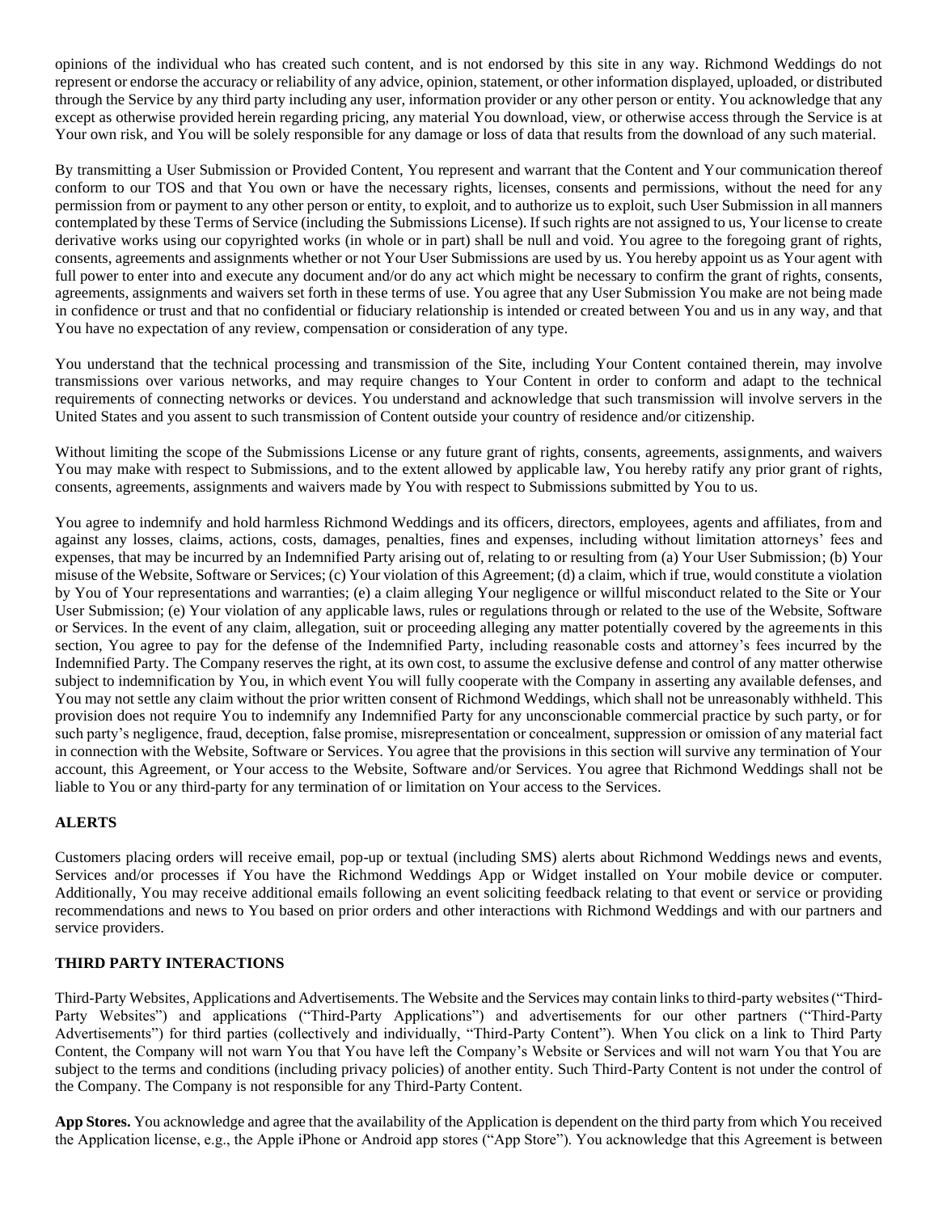opinions of the individual who has created such content, and is not endorsed by this site in any way. Richmond Weddings do not represent or endorse the accuracy or reliability of any advice, opinion, statement, or other information displayed, uploaded, or distributed through the Service by any third party including any user, information provider or any other person or entity. You acknowledge that any except as otherwise provided herein regarding pricing, any material You download, view, or otherwise access through the Service is at Your own risk, and You will be solely responsible for any damage or loss of data that results from the download of any such material.

By transmitting a User Submission or Provided Content, You represent and warrant that the Content and Your communication thereof conform to our TOS and that You own or have the necessary rights, licenses, consents and permissions, without the need for any permission from or payment to any other person or entity, to exploit, and to authorize us to exploit, such User Submission in all manners contemplated by these Terms of Service (including the Submissions License). If such rights are not assigned to us, Your license to create derivative works using our copyrighted works (in whole or in part) shall be null and void. You agree to the foregoing grant of rights, consents, agreements and assignments whether or not Your User Submissions are used by us. You hereby appoint us as Your agent with full power to enter into and execute any document and/or do any act which might be necessary to confirm the grant of rights, consents, agreements, assignments and waivers set forth in these terms of use. You agree that any User Submission You make are not being made in confidence or trust and that no confidential or fiduciary relationship is intended or created between You and us in any way, and that You have no expectation of any review, compensation or consideration of any type.

You understand that the technical processing and transmission of the Site, including Your Content contained therein, may involve transmissions over various networks, and may require changes to Your Content in order to conform and adapt to the technical requirements of connecting networks or devices. You understand and acknowledge that such transmission will involve servers in the United States and you assent to such transmission of Content outside your country of residence and/or citizenship.

Without limiting the scope of the Submissions License or any future grant of rights, consents, agreements, assignments, and waivers You may make with respect to Submissions, and to the extent allowed by applicable law, You hereby ratify any prior grant of rights, consents, agreements, assignments and waivers made by You with respect to Submissions submitted by You to us.

You agree to indemnify and hold harmless Richmond Weddings and its officers, directors, employees, agents and affiliates, from and against any losses, claims, actions, costs, damages, penalties, fines and expenses, including without limitation attorneys' fees and expenses, that may be incurred by an Indemnified Party arising out of, relating to or resulting from (a) Your User Submission; (b) Your misuse of the Website, Software or Services; (c) Your violation of this Agreement; (d) a claim, which if true, would constitute a violation by You of Your representations and warranties; (e) a claim alleging Your negligence or willful misconduct related to the Site or Your User Submission; (e) Your violation of any applicable laws, rules or regulations through or related to the use of the Website, Software or Services. In the event of any claim, allegation, suit or proceeding alleging any matter potentially covered by the agreements in this section, You agree to pay for the defense of the Indemnified Party, including reasonable costs and attorney's fees incurred by the Indemnified Party. The Company reserves the right, at its own cost, to assume the exclusive defense and control of any matter otherwise subject to indemnification by You, in which event You will fully cooperate with the Company in asserting any available defenses, and You may not settle any claim without the prior written consent of Richmond Weddings, which shall not be unreasonably withheld. This provision does not require You to indemnify any Indemnified Party for any unconscionable commercial practice by such party, or for such party's negligence, fraud, deception, false promise, misrepresentation or concealment, suppression or omission of any material fact in connection with the Website, Software or Services. You agree that the provisions in this section will survive any termination of Your account, this Agreement, or Your access to the Website, Software and/or Services. You agree that Richmond Weddings shall not be liable to You or any third-party for any termination of or limitation on Your access to the Services.

**ALERTS**

Customers placing orders will receive email, pop-up or textual (including SMS) alerts about Richmond Weddings news and events, Services and/or processes if You have the Richmond Weddings App or Widget installed on Your mobile device or computer. Additionally, You may receive additional emails following an event soliciting feedback relating to that event or service or providing recommendations and news to You based on prior orders and other interactions with Richmond Weddings and with our partners and service providers.

**THIRD PARTY INTERACTIONS**

Third-Party Websites, Applications and Advertisements. The Website and the Services may contain links to third-party websites ("Third-Party Websites") and applications ("Third-Party Applications") and advertisements for our other partners ("Third-Party Advertisements") for third parties (collectively and individually, "Third-Party Content"). When You click on a link to Third Party Content, the Company will not warn You that You have left the Company's Website or Services and will not warn You that You are subject to the terms and conditions (including privacy policies) of another entity. Such Third-Party Content is not under the control of the Company. The Company is not responsible for any Third-Party Content.

**App Stores.** You acknowledge and agree that the availability of the Application is dependent on the third party from which You received the Application license, e.g., the Apple iPhone or Android app stores ("App Store"). You acknowledge that this Agreement is between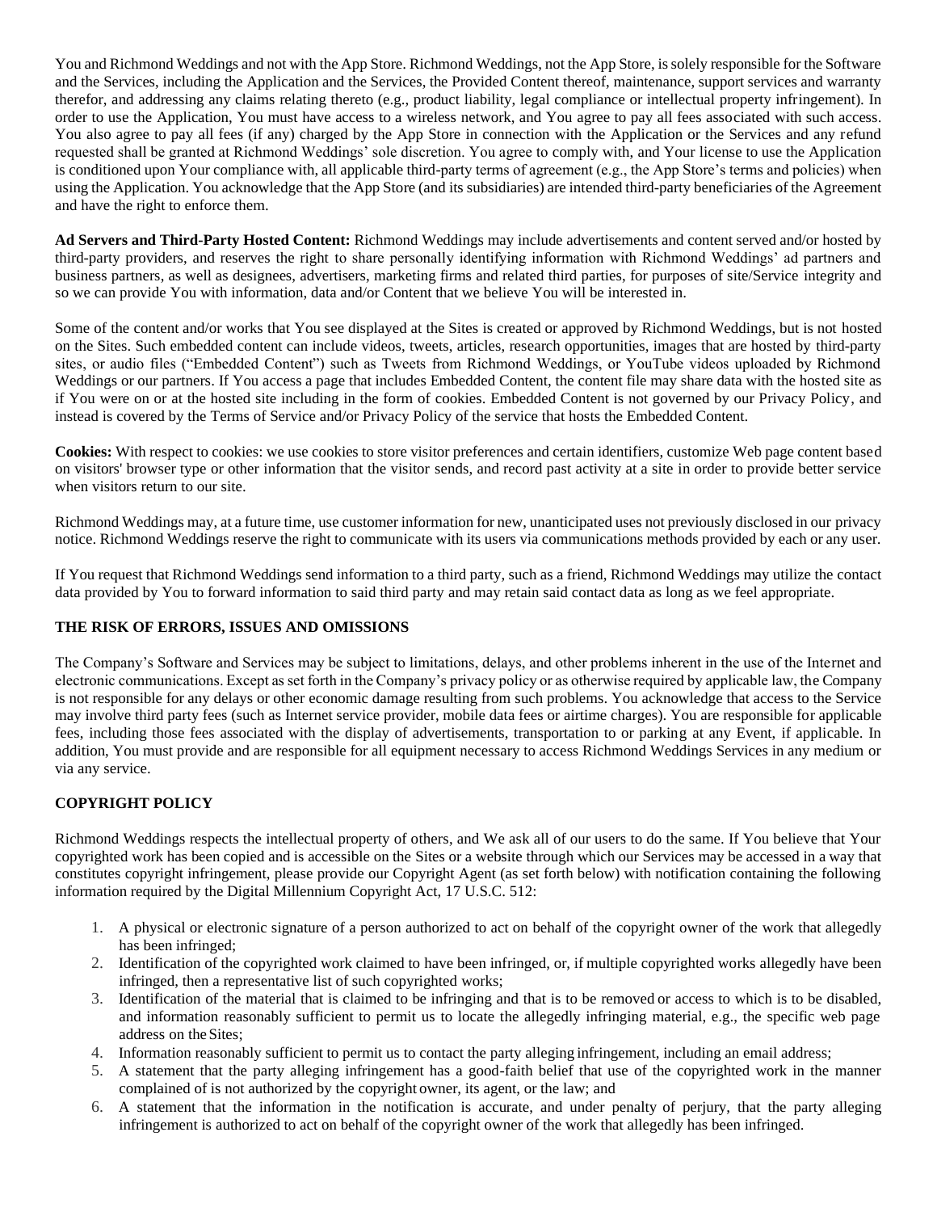You and Richmond Weddings and not with the App Store. Richmond Weddings, not the App Store, is solely responsible for the Software and the Services, including the Application and the Services, the Provided Content thereof, maintenance, support services and warranty therefor, and addressing any claims relating thereto (e.g., product liability, legal compliance or intellectual property infringement). In order to use the Application, You must have access to a wireless network, and You agree to pay all fees associated with such access. You also agree to pay all fees (if any) charged by the App Store in connection with the Application or the Services and any refund requested shall be granted at Richmond Weddings' sole discretion. You agree to comply with, and Your license to use the Application is conditioned upon Your compliance with, all applicable third-party terms of agreement (e.g., the App Store's terms and policies) when using the Application. You acknowledge that the App Store (and its subsidiaries) are intended third-party beneficiaries of the Agreement and have the right to enforce them.

**Ad Servers and Third-Party Hosted Content:** Richmond Weddings may include advertisements and content served and/or hosted by third-party providers, and reserves the right to share personally identifying information with Richmond Weddings' ad partners and business partners, as well as designees, advertisers, marketing firms and related third parties, for purposes of site/Service integrity and so we can provide You with information, data and/or Content that we believe You will be interested in.

Some of the content and/or works that You see displayed at the Sites is created or approved by Richmond Weddings, but is not hosted on the Sites. Such embedded content can include videos, tweets, articles, research opportunities, images that are hosted by third-party sites, or audio files ("Embedded Content") such as Tweets from Richmond Weddings, or YouTube videos uploaded by Richmond Weddings or our partners. If You access a page that includes Embedded Content, the content file may share data with the hosted site as if You were on or at the hosted site including in the form of cookies. Embedded Content is not governed by our Privacy Policy, and instead is covered by the Terms of Service and/or Privacy Policy of the service that hosts the Embedded Content.

**Cookies:** With respect to cookies: we use cookies to store visitor preferences and certain identifiers, customize Web page content based on visitors' browser type or other information that the visitor sends, and record past activity at a site in order to provide better service when visitors return to our site.

Richmond Weddings may, at a future time, use customer information for new, unanticipated uses not previously disclosed in our privacy notice. Richmond Weddings reserve the right to communicate with its users via communications methods provided by each or any user.

If You request that Richmond Weddings send information to a third party, such as a friend, Richmond Weddings may utilize the contact data provided by You to forward information to said third party and may retain said contact data as long as we feel appropriate.

## THE RISK OF ERRORS, ISSUES AND OMISSIONS

The Company's Software and Services may be subject to limitations, delays, and other problems inherent in the use of the Internet and electronic communications. Except as set forth in the Company's privacy policy or as otherwise required by applicable law, the Company is not responsible for any delays or other economic damage resulting from such problems. You acknowledge that access to the Service may involve third party fees (such as Internet service provider, mobile data fees or airtime charges). You are responsible for applicable fees, including those fees associated with the display of advertisements, transportation to or parking at any Event, if applicable. In addition, You must provide and are responsible for all equipment necessary to access Richmond Weddings Services in any medium or via any service.

## COPYRIGHT POLICY

Richmond Weddings respects the intellectual property of others, and We ask all of our users to do the same. If You believe that Your copyrighted work has been copied and is accessible on the Sites or a website through which our Services may be accessed in a way that constitutes copyright infringement, please provide our Copyright Agent (as set forth below) with notification containing the following information required by the Digital Millennium Copyright Act, 17 U.S.C. 512:

1. A physical or electronic signature of a person authorized to act on behalf of the copyright owner of the work that allegedly has been infringed;
2. Identification of the copyrighted work claimed to have been infringed, or, if multiple copyrighted works allegedly have been infringed, then a representative list of such copyrighted works;
3. Identification of the material that is claimed to be infringing and that is to be removed or access to which is to be disabled, and information reasonably sufficient to permit us to locate the allegedly infringing material, e.g., the specific web page address on the Sites;
4. Information reasonably sufficient to permit us to contact the party alleging infringement, including an email address;
5. A statement that the party alleging infringement has a good-faith belief that use of the copyrighted work in the manner complained of is not authorized by the copyright owner, its agent, or the law; and
6. A statement that the information in the notification is accurate, and under penalty of perjury, that the party alleging infringement is authorized to act on behalf of the copyright owner of the work that allegedly has been infringed.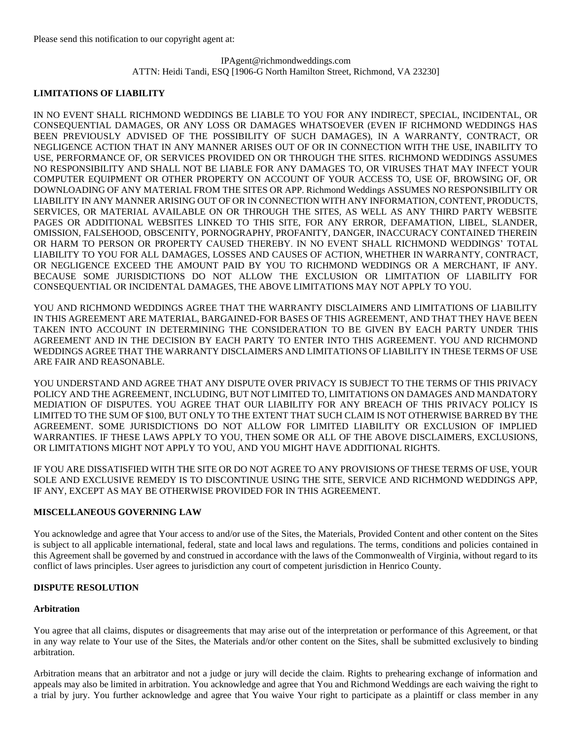Please send this notification to our copyright agent at:

IPAgent@richmondweddings.com
ATTN: Heidi Tandi, ESQ [1906-G North Hamilton Street, Richmond, VA 23230]

**LIMITATIONS OF LIABILITY**

IN NO EVENT SHALL RICHMOND WEDDINGS BE LIABLE TO YOU FOR ANY INDIRECT, SPECIAL, INCIDENTAL, OR CONSEQUENTIAL DAMAGES, OR ANY LOSS OR DAMAGES WHATSOEVER (EVEN IF RICHMOND WEDDINGS HAS BEEN PREVIOUSLY ADVISED OF THE POSSIBILITY OF SUCH DAMAGES), IN A WARRANTY, CONTRACT, OR NEGLIGENCE ACTION THAT IN ANY MANNER ARISES OUT OF OR IN CONNECTION WITH THE USE, INABILITY TO USE, PERFORMANCE OF, OR SERVICES PROVIDED ON OR THROUGH THE SITES. RICHMOND WEDDINGS ASSUMES NO RESPONSIBILITY AND SHALL NOT BE LIABLE FOR ANY DAMAGES TO, OR VIRUSES THAT MAY INFECT YOUR COMPUTER EQUIPMENT OR OTHER PROPERTY ON ACCOUNT OF YOUR ACCESS TO, USE OF, BROWSING OF, OR DOWNLOADING OF ANY MATERIAL FROM THE SITES OR APP. Richmond Weddings ASSUMES NO RESPONSIBILITY OR LIABILITY IN ANY MANNER ARISING OUT OF OR IN CONNECTION WITH ANY INFORMATION, CONTENT, PRODUCTS, SERVICES, OR MATERIAL AVAILABLE ON OR THROUGH THE SITES, AS WELL AS ANY THIRD PARTY WEBSITE PAGES OR ADDITIONAL WEBSITES LINKED TO THIS SITE, FOR ANY ERROR, DEFAMATION, LIBEL, SLANDER, OMISSION, FALSEHOOD, OBSCENITY, PORNOGRAPHY, PROFANITY, DANGER, INACCURACY CONTAINED THEREIN OR HARM TO PERSON OR PROPERTY CAUSED THEREBY. IN NO EVENT SHALL RICHMOND WEDDINGS' TOTAL LIABILITY TO YOU FOR ALL DAMAGES, LOSSES AND CAUSES OF ACTION, WHETHER IN WARRANTY, CONTRACT, OR NEGLIGENCE EXCEED THE AMOUNT PAID BY YOU TO RICHMOND WEDDINGS OR A MERCHANT, IF ANY. BECAUSE SOME JURISDICTIONS DO NOT ALLOW THE EXCLUSION OR LIMITATION OF LIABILITY FOR CONSEQUENTIAL OR INCIDENTAL DAMAGES, THE ABOVE LIMITATIONS MAY NOT APPLY TO YOU.

YOU AND RICHMOND WEDDINGS AGREE THAT THE WARRANTY DISCLAIMERS AND LIMITATIONS OF LIABILITY IN THIS AGREEMENT ARE MATERIAL, BARGAINED-FOR BASES OF THIS AGREEMENT, AND THAT THEY HAVE BEEN TAKEN INTO ACCOUNT IN DETERMINING THE CONSIDERATION TO BE GIVEN BY EACH PARTY UNDER THIS AGREEMENT AND IN THE DECISION BY EACH PARTY TO ENTER INTO THIS AGREEMENT. YOU AND RICHMOND WEDDINGS AGREE THAT THE WARRANTY DISCLAIMERS AND LIMITATIONS OF LIABILITY IN THESE TERMS OF USE ARE FAIR AND REASONABLE.

YOU UNDERSTAND AND AGREE THAT ANY DISPUTE OVER PRIVACY IS SUBJECT TO THE TERMS OF THIS PRIVACY POLICY AND THE AGREEMENT, INCLUDING, BUT NOT LIMITED TO, LIMITATIONS ON DAMAGES AND MANDATORY MEDIATION OF DISPUTES. YOU AGREE THAT OUR LIABILITY FOR ANY BREACH OF THIS PRIVACY POLICY IS LIMITED TO THE SUM OF $100, BUT ONLY TO THE EXTENT THAT SUCH CLAIM IS NOT OTHERWISE BARRED BY THE AGREEMENT. SOME JURISDICTIONS DO NOT ALLOW FOR LIMITED LIABILITY OR EXCLUSION OF IMPLIED WARRANTIES. IF THESE LAWS APPLY TO YOU, THEN SOME OR ALL OF THE ABOVE DISCLAIMERS, EXCLUSIONS, OR LIMITATIONS MIGHT NOT APPLY TO YOU, AND YOU MIGHT HAVE ADDITIONAL RIGHTS.

IF YOU ARE DISSATISFIED WITH THE SITE OR DO NOT AGREE TO ANY PROVISIONS OF THESE TERMS OF USE, YOUR SOLE AND EXCLUSIVE REMEDY IS TO DISCONTINUE USING THE SITE, SERVICE AND RICHMOND WEDDINGS APP, IF ANY, EXCEPT AS MAY BE OTHERWISE PROVIDED FOR IN THIS AGREEMENT.

**MISCELLANEOUS GOVERNING LAW**

You acknowledge and agree that Your access to and/or use of the Sites, the Materials, Provided Content and other content on the Sites is subject to all applicable international, federal, state and local laws and regulations. The terms, conditions and policies contained in this Agreement shall be governed by and construed in accordance with the laws of the Commonwealth of Virginia, without regard to its conflict of laws principles. User agrees to jurisdiction any court of competent jurisdiction in Henrico County.

**DISPUTE RESOLUTION**

**Arbitration**

You agree that all claims, disputes or disagreements that may arise out of the interpretation or performance of this Agreement, or that in any way relate to Your use of the Sites, the Materials and/or other content on the Sites, shall be submitted exclusively to binding arbitration.

Arbitration means that an arbitrator and not a judge or jury will decide the claim. Rights to prehearing exchange of information and appeals may also be limited in arbitration. You acknowledge and agree that You and Richmond Weddings are each waiving the right to a trial by jury. You further acknowledge and agree that You waive Your right to participate as a plaintiff or class member in any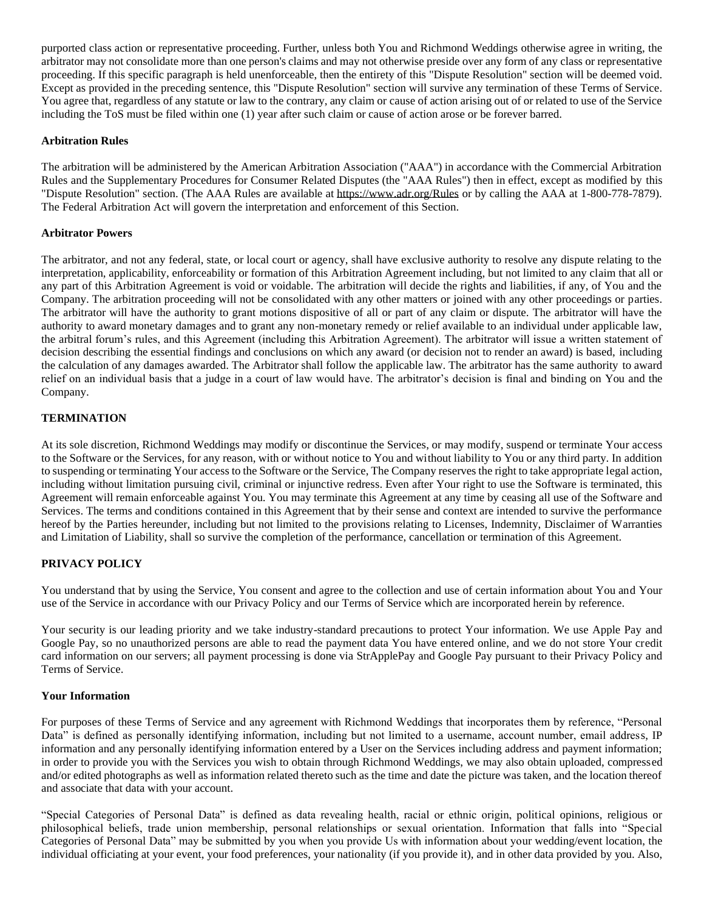purported class action or representative proceeding. Further, unless both You and Richmond Weddings otherwise agree in writing, the arbitrator may not consolidate more than one person's claims and may not otherwise preside over any form of any class or representative proceeding. If this specific paragraph is held unenforceable, then the entirety of this "Dispute Resolution" section will be deemed void. Except as provided in the preceding sentence, this "Dispute Resolution" section will survive any termination of these Terms of Service. You agree that, regardless of any statute or law to the contrary, any claim or cause of action arising out of or related to use of the Service including the ToS must be filed within one (1) year after such claim or cause of action arose or be forever barred.

**Arbitration Rules**

The arbitration will be administered by the American Arbitration Association ("AAA") in accordance with the Commercial Arbitration Rules and the Supplementary Procedures for Consumer Related Disputes (the "AAA Rules") then in effect, except as modified by this "Dispute Resolution" section. (The AAA Rules are available at https://www.adr.org/Rules or by calling the AAA at 1-800-778-7879). The Federal Arbitration Act will govern the interpretation and enforcement of this Section.

**Arbitrator Powers**

The arbitrator, and not any federal, state, or local court or agency, shall have exclusive authority to resolve any dispute relating to the interpretation, applicability, enforceability or formation of this Arbitration Agreement including, but not limited to any claim that all or any part of this Arbitration Agreement is void or voidable. The arbitration will decide the rights and liabilities, if any, of You and the Company. The arbitration proceeding will not be consolidated with any other matters or joined with any other proceedings or parties. The arbitrator will have the authority to grant motions dispositive of all or part of any claim or dispute. The arbitrator will have the authority to award monetary damages and to grant any non-monetary remedy or relief available to an individual under applicable law, the arbitral forum's rules, and this Agreement (including this Arbitration Agreement). The arbitrator will issue a written statement of decision describing the essential findings and conclusions on which any award (or decision not to render an award) is based, including the calculation of any damages awarded. The Arbitrator shall follow the applicable law. The arbitrator has the same authority to award relief on an individual basis that a judge in a court of law would have. The arbitrator's decision is final and binding on You and the Company.

**TERMINATION**

At its sole discretion, Richmond Weddings may modify or discontinue the Services, or may modify, suspend or terminate Your access to the Software or the Services, for any reason, with or without notice to You and without liability to You or any third party. In addition to suspending or terminating Your access to the Software or the Service, The Company reserves the right to take appropriate legal action, including without limitation pursuing civil, criminal or injunctive redress. Even after Your right to use the Software is terminated, this Agreement will remain enforceable against You. You may terminate this Agreement at any time by ceasing all use of the Software and Services. The terms and conditions contained in this Agreement that by their sense and context are intended to survive the performance hereof by the Parties hereunder, including but not limited to the provisions relating to Licenses, Indemnity, Disclaimer of Warranties and Limitation of Liability, shall so survive the completion of the performance, cancellation or termination of this Agreement.

**PRIVACY POLICY**

You understand that by using the Service, You consent and agree to the collection and use of certain information about You and Your use of the Service in accordance with our Privacy Policy and our Terms of Service which are incorporated herein by reference.

Your security is our leading priority and we take industry-standard precautions to protect Your information. We use Apple Pay and Google Pay, so no unauthorized persons are able to read the payment data You have entered online, and we do not store Your credit card information on our servers; all payment processing is done via StrApplePay and Google Pay pursuant to their Privacy Policy and Terms of Service.

**Your Information**

For purposes of these Terms of Service and any agreement with Richmond Weddings that incorporates them by reference, "Personal Data" is defined as personally identifying information, including but not limited to a username, account number, email address, IP information and any personally identifying information entered by a User on the Services including address and payment information; in order to provide you with the Services you wish to obtain through Richmond Weddings, we may also obtain uploaded, compressed and/or edited photographs as well as information related thereto such as the time and date the picture was taken, and the location thereof and associate that data with your account.

"Special Categories of Personal Data" is defined as data revealing health, racial or ethnic origin, political opinions, religious or philosophical beliefs, trade union membership, personal relationships or sexual orientation. Information that falls into "Special Categories of Personal Data" may be submitted by you when you provide Us with information about your wedding/event location, the individual officiating at your event, your food preferences, your nationality (if you provide it), and in other data provided by you. Also,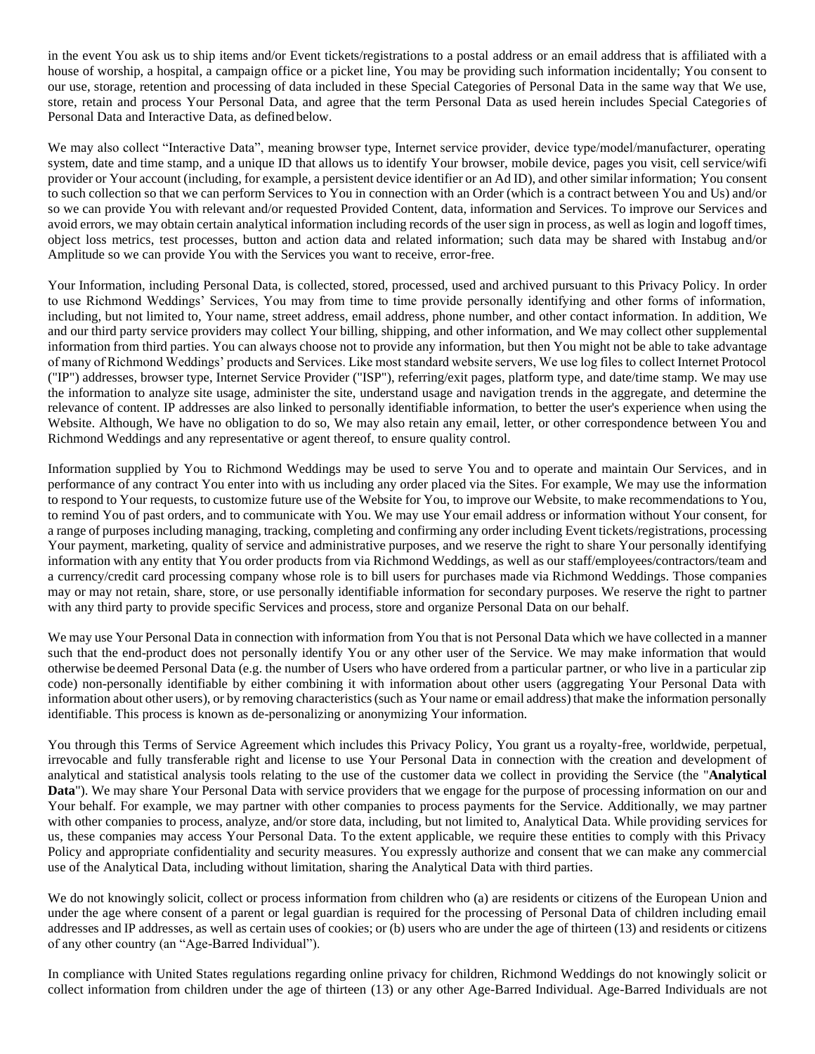in the event You ask us to ship items and/or Event tickets/registrations to a postal address or an email address that is affiliated with a house of worship, a hospital, a campaign office or a picket line, You may be providing such information incidentally; You consent to our use, storage, retention and processing of data included in these Special Categories of Personal Data in the same way that We use, store, retain and process Your Personal Data, and agree that the term Personal Data as used herein includes Special Categories of Personal Data and Interactive Data, as defined below.

We may also collect "Interactive Data", meaning browser type, Internet service provider, device type/model/manufacturer, operating system, date and time stamp, and a unique ID that allows us to identify Your browser, mobile device, pages you visit, cell service/wifi provider or Your account (including, for example, a persistent device identifier or an Ad ID), and other similar information; You consent to such collection so that we can perform Services to You in connection with an Order (which is a contract between You and Us) and/or so we can provide You with relevant and/or requested Provided Content, data, information and Services. To improve our Services and avoid errors, we may obtain certain analytical information including records of the user sign in process, as well as login and logoff times, object loss metrics, test processes, button and action data and related information; such data may be shared with Instabug and/or Amplitude so we can provide You with the Services you want to receive, error-free.

Your Information, including Personal Data, is collected, stored, processed, used and archived pursuant to this Privacy Policy. In order to use Richmond Weddings' Services, You may from time to time provide personally identifying and other forms of information, including, but not limited to, Your name, street address, email address, phone number, and other contact information. In addition, We and our third party service providers may collect Your billing, shipping, and other information, and We may collect other supplemental information from third parties. You can always choose not to provide any information, but then You might not be able to take advantage of many of Richmond Weddings' products and Services. Like most standard website servers, We use log files to collect Internet Protocol ("IP") addresses, browser type, Internet Service Provider ("ISP"), referring/exit pages, platform type, and date/time stamp. We may use the information to analyze site usage, administer the site, understand usage and navigation trends in the aggregate, and determine the relevance of content. IP addresses are also linked to personally identifiable information, to better the user's experience when using the Website. Although, We have no obligation to do so, We may also retain any email, letter, or other correspondence between You and Richmond Weddings and any representative or agent thereof, to ensure quality control.

Information supplied by You to Richmond Weddings may be used to serve You and to operate and maintain Our Services, and in performance of any contract You enter into with us including any order placed via the Sites. For example, We may use the information to respond to Your requests, to customize future use of the Website for You, to improve our Website, to make recommendations to You, to remind You of past orders, and to communicate with You. We may use Your email address or information without Your consent, for a range of purposes including managing, tracking, completing and confirming any order including Event tickets/registrations, processing Your payment, marketing, quality of service and administrative purposes, and we reserve the right to share Your personally identifying information with any entity that You order products from via Richmond Weddings, as well as our staff/employees/contractors/team and a currency/credit card processing company whose role is to bill users for purchases made via Richmond Weddings. Those companies may or may not retain, share, store, or use personally identifiable information for secondary purposes. We reserve the right to partner with any third party to provide specific Services and process, store and organize Personal Data on our behalf.

We may use Your Personal Data in connection with information from You that is not Personal Data which we have collected in a manner such that the end-product does not personally identify You or any other user of the Service. We may make information that would otherwise be deemed Personal Data (e.g. the number of Users who have ordered from a particular partner, or who live in a particular zip code) non-personally identifiable by either combining it with information about other users (aggregating Your Personal Data with information about other users), or by removing characteristics (such as Your name or email address) that make the information personally identifiable. This process is known as de-personalizing or anonymizing Your information.

You through this Terms of Service Agreement which includes this Privacy Policy, You grant us a royalty-free, worldwide, perpetual, irrevocable and fully transferable right and license to use Your Personal Data in connection with the creation and development of analytical and statistical analysis tools relating to the use of the customer data we collect in providing the Service (the "**Analytical Data**"). We may share Your Personal Data with service providers that we engage for the purpose of processing information on our and Your behalf. For example, we may partner with other companies to process payments for the Service. Additionally, we may partner with other companies to process, analyze, and/or store data, including, but not limited to, Analytical Data. While providing services for us, these companies may access Your Personal Data. To the extent applicable, we require these entities to comply with this Privacy Policy and appropriate confidentiality and security measures. You expressly authorize and consent that we can make any commercial use of the Analytical Data, including without limitation, sharing the Analytical Data with third parties.

We do not knowingly solicit, collect or process information from children who (a) are residents or citizens of the European Union and under the age where consent of a parent or legal guardian is required for the processing of Personal Data of children including email addresses and IP addresses, as well as certain uses of cookies; or (b) users who are under the age of thirteen (13) and residents or citizens of any other country (an "Age-Barred Individual").

In compliance with United States regulations regarding online privacy for children, Richmond Weddings do not knowingly solicit or collect information from children under the age of thirteen (13) or any other Age-Barred Individual. Age-Barred Individuals are not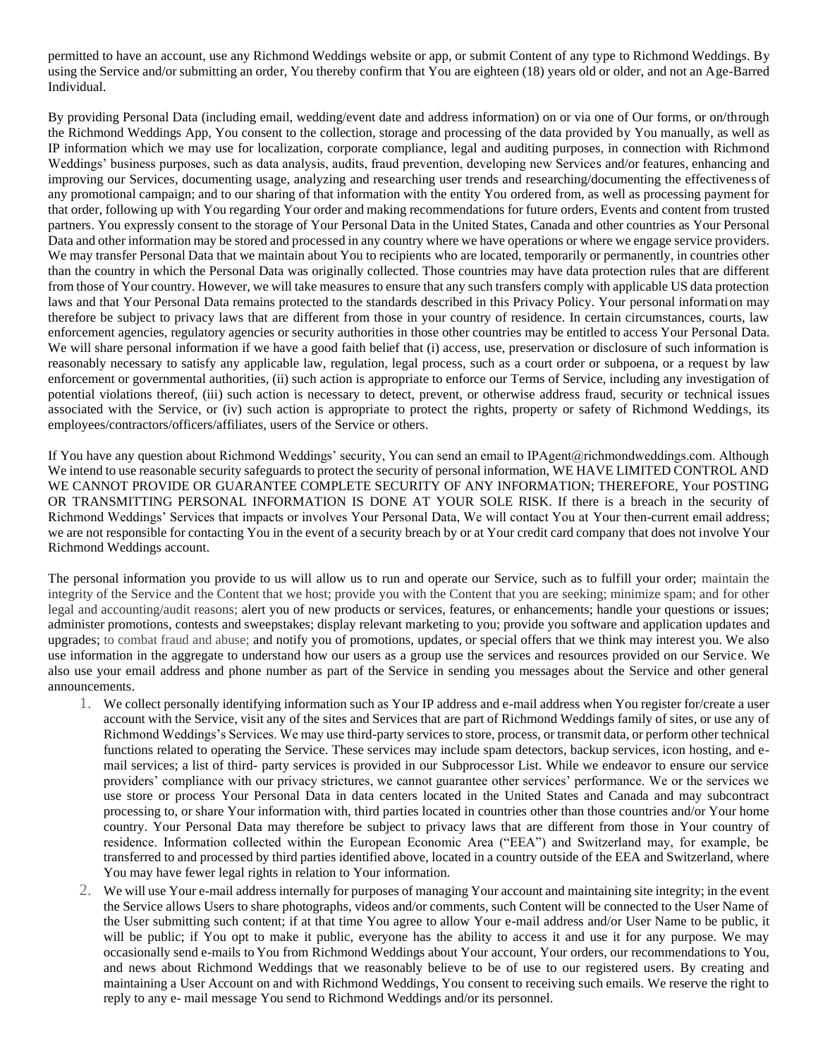permitted to have an account, use any Richmond Weddings website or app, or submit Content of any type to Richmond Weddings. By using the Service and/or submitting an order, You thereby confirm that You are eighteen (18) years old or older, and not an Age-Barred Individual.

By providing Personal Data (including email, wedding/event date and address information) on or via one of Our forms, or on/through the Richmond Weddings App, You consent to the collection, storage and processing of the data provided by You manually, as well as IP information which we may use for localization, corporate compliance, legal and auditing purposes, in connection with Richmond Weddings' business purposes, such as data analysis, audits, fraud prevention, developing new Services and/or features, enhancing and improving our Services, documenting usage, analyzing and researching user trends and researching/documenting the effectiveness of any promotional campaign; and to our sharing of that information with the entity You ordered from, as well as processing payment for that order, following up with You regarding Your order and making recommendations for future orders, Events and content from trusted partners. You expressly consent to the storage of Your Personal Data in the United States, Canada and other countries as Your Personal Data and other information may be stored and processed in any country where we have operations or where we engage service providers. We may transfer Personal Data that we maintain about You to recipients who are located, temporarily or permanently, in countries other than the country in which the Personal Data was originally collected. Those countries may have data protection rules that are different from those of Your country. However, we will take measures to ensure that any such transfers comply with applicable US data protection laws and that Your Personal Data remains protected to the standards described in this Privacy Policy. Your personal information may therefore be subject to privacy laws that are different from those in your country of residence. In certain circumstances, courts, law enforcement agencies, regulatory agencies or security authorities in those other countries may be entitled to access Your Personal Data. We will share personal information if we have a good faith belief that (i) access, use, preservation or disclosure of such information is reasonably necessary to satisfy any applicable law, regulation, legal process, such as a court order or subpoena, or a request by law enforcement or governmental authorities, (ii) such action is appropriate to enforce our Terms of Service, including any investigation of potential violations thereof, (iii) such action is necessary to detect, prevent, or otherwise address fraud, security or technical issues associated with the Service, or (iv) such action is appropriate to protect the rights, property or safety of Richmond Weddings, its employees/contractors/officers/affiliates, users of the Service or others.

If You have any question about Richmond Weddings' security, You can send an email to IPAgent@richmondweddings.com. Although We intend to use reasonable security safeguards to protect the security of personal information, WE HAVE LIMITED CONTROL AND WE CANNOT PROVIDE OR GUARANTEE COMPLETE SECURITY OF ANY INFORMATION; THEREFORE, Your POSTING OR TRANSMITTING PERSONAL INFORMATION IS DONE AT YOUR SOLE RISK. If there is a breach in the security of Richmond Weddings' Services that impacts or involves Your Personal Data, We will contact You at Your then-current email address; we are not responsible for contacting You in the event of a security breach by or at Your credit card company that does not involve Your Richmond Weddings account.

The personal information you provide to us will allow us to run and operate our Service, such as to fulfill your order; maintain the integrity of the Service and the Content that we host; provide you with the Content that you are seeking; minimize spam; and for other legal and accounting/audit reasons; alert you of new products or services, features, or enhancements; handle your questions or issues; administer promotions, contests and sweepstakes; display relevant marketing to you; provide you software and application updates and upgrades; to combat fraud and abuse; and notify you of promotions, updates, or special offers that we think may interest you. We also use information in the aggregate to understand how our users as a group use the services and resources provided on our Service. We also use your email address and phone number as part of the Service in sending you messages about the Service and other general announcements.

1. We collect personally identifying information such as Your IP address and e-mail address when You register for/create a user account with the Service, visit any of the sites and Services that are part of Richmond Weddings family of sites, or use any of Richmond Weddings's Services. We may use third-party services to store, process, or transmit data, or perform other technical functions related to operating the Service. These services may include spam detectors, backup services, icon hosting, and e-mail services; a list of third- party services is provided in our Subprocessor List. While we endeavor to ensure our service providers' compliance with our privacy strictures, we cannot guarantee other services' performance. We or the services we use store or process Your Personal Data in data centers located in the United States and Canada and may subcontract processing to, or share Your information with, third parties located in countries other than those countries and/or Your home country. Your Personal Data may therefore be subject to privacy laws that are different from those in Your country of residence. Information collected within the European Economic Area ("EEA") and Switzerland may, for example, be transferred to and processed by third parties identified above, located in a country outside of the EEA and Switzerland, where You may have fewer legal rights in relation to Your information.
2. We will use Your e-mail address internally for purposes of managing Your account and maintaining site integrity; in the event the Service allows Users to share photographs, videos and/or comments, such Content will be connected to the User Name of the User submitting such content; if at that time You agree to allow Your e-mail address and/or User Name to be public, it will be public; if You opt to make it public, everyone has the ability to access it and use it for any purpose. We may occasionally send e-mails to You from Richmond Weddings about Your account, Your orders, our recommendations to You, and news about Richmond Weddings that we reasonably believe to be of use to our registered users. By creating and maintaining a User Account on and with Richmond Weddings, You consent to receiving such emails. We reserve the right to reply to any e- mail message You send to Richmond Weddings and/or its personnel.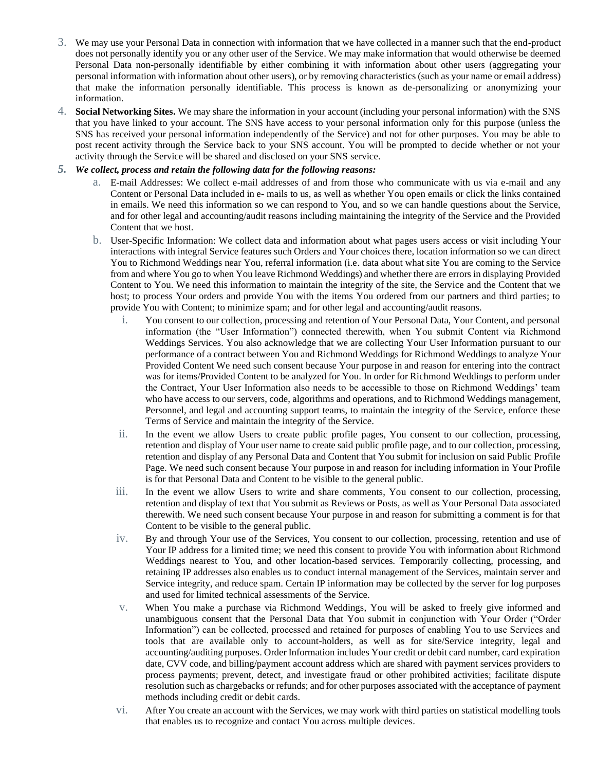3. We may use your Personal Data in connection with information that we have collected in a manner such that the end-product does not personally identify you or any other user of the Service. We may make information that would otherwise be deemed Personal Data non-personally identifiable by either combining it with information about other users (aggregating your personal information with information about other users), or by removing characteristics (such as your name or email address) that make the information personally identifiable. This process is known as de-personalizing or anonymizing your information.
4. **Social Networking Sites.** We may share the information in your account (including your personal information) with the SNS that you have linked to your account. The SNS have access to your personal information only for this purpose (unless the SNS has received your personal information independently of the Service) and not for other purposes. You may be able to post recent activity through the Service back to your SNS account. You will be prompted to decide whether or not your activity through the Service will be shared and disclosed on your SNS service.
5. ***We collect, process and retain the following data for the following reasons:***
    a. E-mail Addresses: We collect e-mail addresses of and from those who communicate with us via e-mail and any Content or Personal Data included in e- mails to us, as well as whether You open emails or click the links contained in emails. We need this information so we can respond to You, and so we can handle questions about the Service, and for other legal and accounting/audit reasons including maintaining the integrity of the Service and the Provided Content that we host.
    b. User-Specific Information: We collect data and information about what pages users access or visit including Your interactions with integral Service features such Orders and Your choices there, location information so we can direct You to Richmond Weddings near You, referral information (i.e. data about what site You are coming to the Service from and where You go to when You leave Richmond Weddings) and whether there are errors in displaying Provided Content to You. We need this information to maintain the integrity of the site, the Service and the Content that we host; to process Your orders and provide You with the items You ordered from our partners and third parties; to provide You with Content; to minimize spam; and for other legal and accounting/audit reasons.
        i. You consent to our collection, processing and retention of Your Personal Data, Your Content, and personal information (the "User Information") connected therewith, when You submit Content via Richmond Weddings Services. You also acknowledge that we are collecting Your User Information pursuant to our performance of a contract between You and Richmond Weddings for Richmond Weddings to analyze Your Provided Content We need such consent because Your purpose in and reason for entering into the contract was for items/Provided Content to be analyzed for You. In order for Richmond Weddings to perform under the Contract, Your User Information also needs to be accessible to those on Richmond Weddings' team who have access to our servers, code, algorithms and operations, and to Richmond Weddings management, Personnel, and legal and accounting support teams, to maintain the integrity of the Service, enforce these Terms of Service and maintain the integrity of the Service.
        ii. In the event we allow Users to create public profile pages, You consent to our collection, processing, retention and display of Your user name to create said public profile page, and to our collection, processing, retention and display of any Personal Data and Content that You submit for inclusion on said Public Profile Page. We need such consent because Your purpose in and reason for including information in Your Profile is for that Personal Data and Content to be visible to the general public.
        iii. In the event we allow Users to write and share comments, You consent to our collection, processing, retention and display of text that You submit as Reviews or Posts, as well as Your Personal Data associated therewith. We need such consent because Your purpose in and reason for submitting a comment is for that Content to be visible to the general public.
        iv. By and through Your use of the Services, You consent to our collection, processing, retention and use of Your IP address for a limited time; we need this consent to provide You with information about Richmond Weddings nearest to You, and other location-based services. Temporarily collecting, processing, and retaining IP addresses also enables us to conduct internal management of the Services, maintain server and Service integrity, and reduce spam. Certain IP information may be collected by the server for log purposes and used for limited technical assessments of the Service.
        v. When You make a purchase via Richmond Weddings, You will be asked to freely give informed and unambiguous consent that the Personal Data that You submit in conjunction with Your Order ("Order Information") can be collected, processed and retained for purposes of enabling You to use Services and tools that are available only to account-holders, as well as for site/Service integrity, legal and accounting/auditing purposes. Order Information includes Your credit or debit card number, card expiration date, CVV code, and billing/payment account address which are shared with payment services providers to process payments; prevent, detect, and investigate fraud or other prohibited activities; facilitate dispute resolution such as chargebacks or refunds; and for other purposes associated with the acceptance of payment methods including credit or debit cards.
        vi. After You create an account with the Services, we may work with third parties on statistical modelling tools that enables us to recognize and contact You across multiple devices.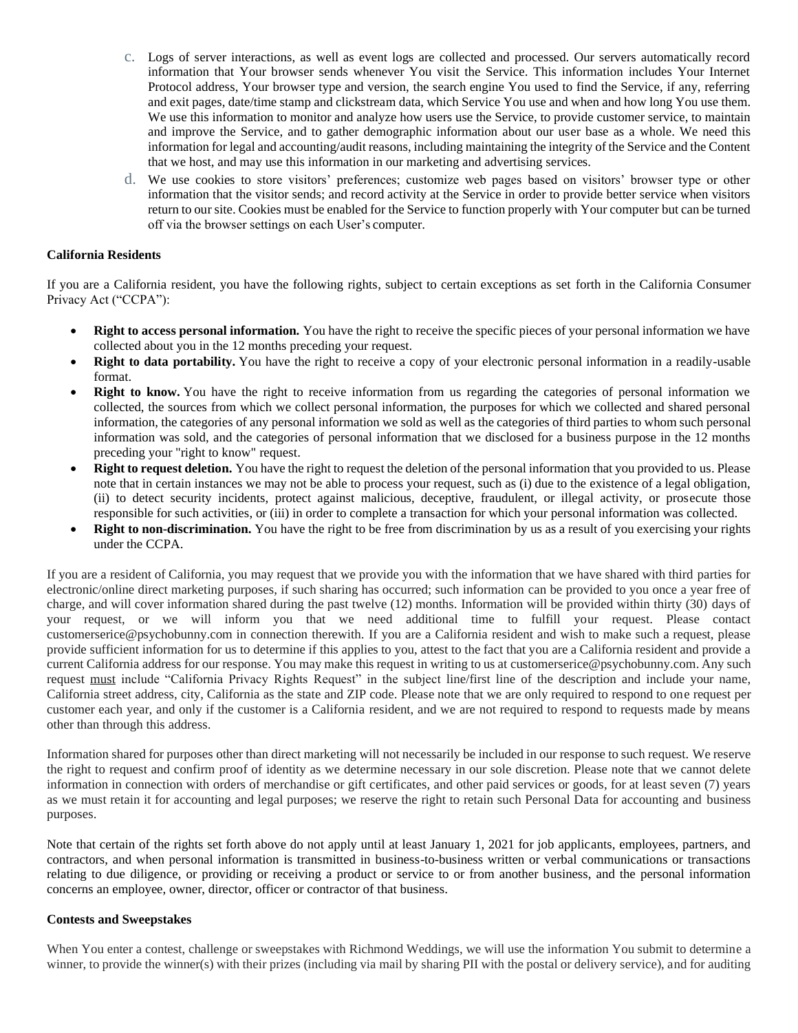c. Logs of server interactions, as well as event logs are collected and processed. Our servers automatically record information that Your browser sends whenever You visit the Service. This information includes Your Internet Protocol address, Your browser type and version, the search engine You used to find the Service, if any, referring and exit pages, date/time stamp and clickstream data, which Service You use and when and how long You use them. We use this information to monitor and analyze how users use the Service, to provide customer service, to maintain and improve the Service, and to gather demographic information about our user base as a whole. We need this information for legal and accounting/audit reasons, including maintaining the integrity of the Service and the Content that we host, and may use this information in our marketing and advertising services.

d. We use cookies to store visitors' preferences; customize web pages based on visitors' browser type or other information that the visitor sends; and record activity at the Service in order to provide better service when visitors return to our site. Cookies must be enabled for the Service to function properly with Your computer but can be turned off via the browser settings on each User's computer.

**California Residents**

If you are a California resident, you have the following rights, subject to certain exceptions as set forth in the California Consumer Privacy Act ("CCPA"):

- **Right to access personal information.** You have the right to receive the specific pieces of your personal information we have collected about you in the 12 months preceding your request.
- **Right to data portability.** You have the right to receive a copy of your electronic personal information in a readily-usable format.
- **Right to know.** You have the right to receive information from us regarding the categories of personal information we collected, the sources from which we collect personal information, the purposes for which we collected and shared personal information, the categories of any personal information we sold as well as the categories of third parties to whom such personal information was sold, and the categories of personal information that we disclosed for a business purpose in the 12 months preceding your "right to know" request.
- **Right to request deletion.** You have the right to request the deletion of the personal information that you provided to us. Please note that in certain instances we may not be able to process your request, such as (i) due to the existence of a legal obligation, (ii) to detect security incidents, protect against malicious, deceptive, fraudulent, or illegal activity, or prosecute those responsible for such activities, or (iii) in order to complete a transaction for which your personal information was collected.
- **Right to non-discrimination.** You have the right to be free from discrimination by us as a result of you exercising your rights under the CCPA.

If you are a resident of California, you may request that we provide you with the information that we have shared with third parties for electronic/online direct marketing purposes, if such sharing has occurred; such information can be provided to you once a year free of charge, and will cover information shared during the past twelve (12) months. Information will be provided within thirty (30) days of your request, or we will inform you that we need additional time to fulfill your request. Please contact customerserice@psychobunny.com in connection therewith. If you are a California resident and wish to make such a request, please provide sufficient information for us to determine if this applies to you, attest to the fact that you are a California resident and provide a current California address for our response. You may make this request in writing to us at customerserice@psychobunny.com. Any such request must include "California Privacy Rights Request" in the subject line/first line of the description and include your name, California street address, city, California as the state and ZIP code. Please note that we are only required to respond to one request per customer each year, and only if the customer is a California resident, and we are not required to respond to requests made by means other than through this address.

Information shared for purposes other than direct marketing will not necessarily be included in our response to such request. We reserve the right to request and confirm proof of identity as we determine necessary in our sole discretion. Please note that we cannot delete information in connection with orders of merchandise or gift certificates, and other paid services or goods, for at least seven (7) years as we must retain it for accounting and legal purposes; we reserve the right to retain such Personal Data for accounting and business purposes.

Note that certain of the rights set forth above do not apply until at least January 1, 2021 for job applicants, employees, partners, and contractors, and when personal information is transmitted in business-to-business written or verbal communications or transactions relating to due diligence, or providing or receiving a product or service to or from another business, and the personal information concerns an employee, owner, director, officer or contractor of that business.

**Contests and Sweepstakes**

When You enter a contest, challenge or sweepstakes with Richmond Weddings, we will use the information You submit to determine a winner, to provide the winner(s) with their prizes (including via mail by sharing PII with the postal or delivery service), and for auditing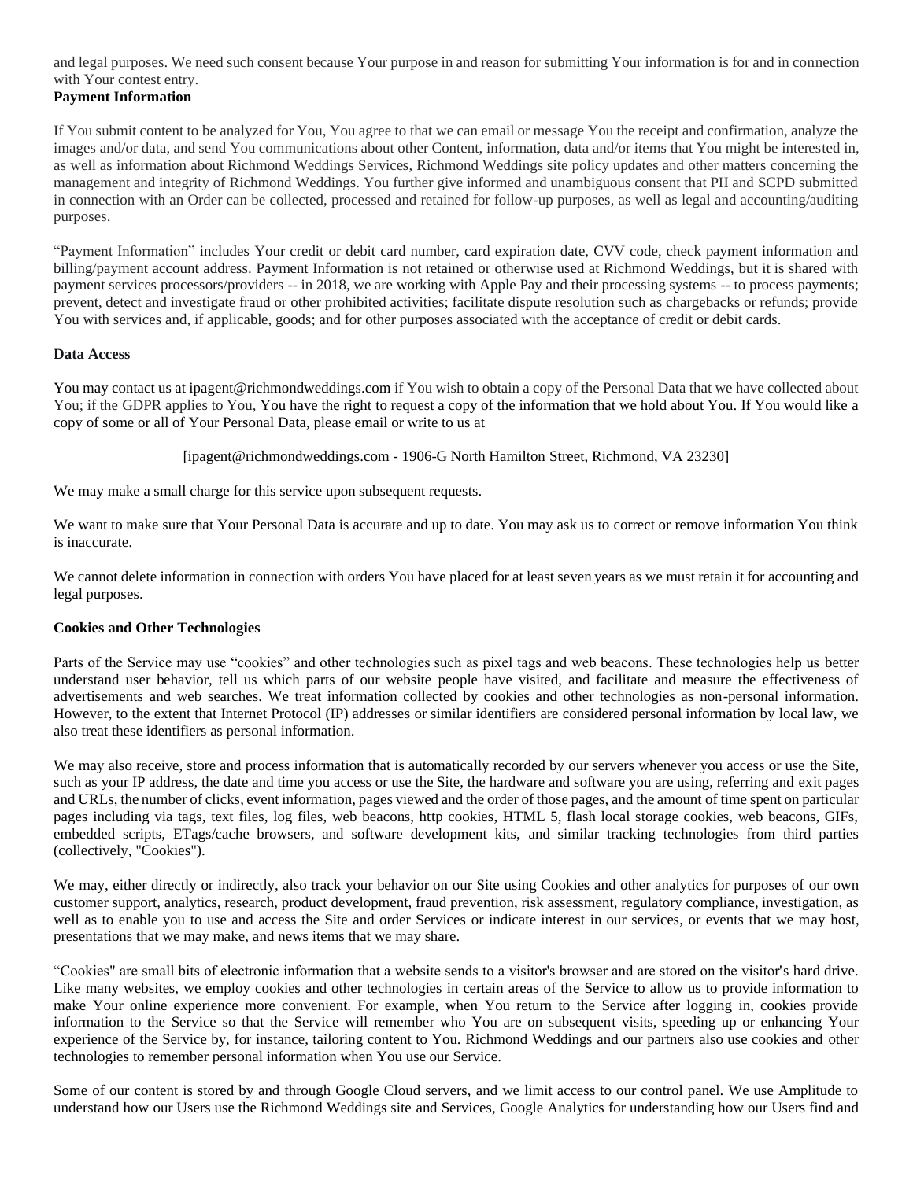and legal purposes. We need such consent because Your purpose in and reason for submitting Your information is for and in connection with Your contest entry.

**Payment Information**

If You submit content to be analyzed for You, You agree to that we can email or message You the receipt and confirmation, analyze the images and/or data, and send You communications about other Content, information, data and/or items that You might be interested in, as well as information about Richmond Weddings Services, Richmond Weddings site policy updates and other matters concerning the management and integrity of Richmond Weddings. You further give informed and unambiguous consent that PII and SCPD submitted in connection with an Order can be collected, processed and retained for follow-up purposes, as well as legal and accounting/auditing purposes.

"Payment Information" includes Your credit or debit card number, card expiration date, CVV code, check payment information and billing/payment account address. Payment Information is not retained or otherwise used at Richmond Weddings, but it is shared with payment services processors/providers -- in 2018, we are working with Apple Pay and their processing systems -- to process payments; prevent, detect and investigate fraud or other prohibited activities; facilitate dispute resolution such as chargebacks or refunds; provide You with services and, if applicable, goods; and for other purposes associated with the acceptance of credit or debit cards.

**Data Access**

You may contact us at ipagent@richmondweddings.com if You wish to obtain a copy of the Personal Data that we have collected about You; if the GDPR applies to You, You have the right to request a copy of the information that we hold about You. If You would like a copy of some or all of Your Personal Data, please email or write to us at

[ipagent@richmondweddings.com - 1906-G North Hamilton Street, Richmond, VA 23230]

We may make a small charge for this service upon subsequent requests.

We want to make sure that Your Personal Data is accurate and up to date. You may ask us to correct or remove information You think is inaccurate.

We cannot delete information in connection with orders You have placed for at least seven years as we must retain it for accounting and legal purposes.

**Cookies and Other Technologies**

Parts of the Service may use "cookies" and other technologies such as pixel tags and web beacons. These technologies help us better understand user behavior, tell us which parts of our website people have visited, and facilitate and measure the effectiveness of advertisements and web searches. We treat information collected by cookies and other technologies as non-personal information. However, to the extent that Internet Protocol (IP) addresses or similar identifiers are considered personal information by local law, we also treat these identifiers as personal information.

We may also receive, store and process information that is automatically recorded by our servers whenever you access or use the Site, such as your IP address, the date and time you access or use the Site, the hardware and software you are using, referring and exit pages and URLs, the number of clicks, event information, pages viewed and the order of those pages, and the amount of time spent on particular pages including via tags, text files, log files, web beacons, http cookies, HTML 5, flash local storage cookies, web beacons, GIFs, embedded scripts, ETags/cache browsers, and software development kits, and similar tracking technologies from third parties (collectively, "Cookies").

We may, either directly or indirectly, also track your behavior on our Site using Cookies and other analytics for purposes of our own customer support, analytics, research, product development, fraud prevention, risk assessment, regulatory compliance, investigation, as well as to enable you to use and access the Site and order Services or indicate interest in our services, or events that we may host, presentations that we may make, and news items that we may share.

"Cookies" are small bits of electronic information that a website sends to a visitor's browser and are stored on the visitor's hard drive. Like many websites, we employ cookies and other technologies in certain areas of the Service to allow us to provide information to make Your online experience more convenient. For example, when You return to the Service after logging in, cookies provide information to the Service so that the Service will remember who You are on subsequent visits, speeding up or enhancing Your experience of the Service by, for instance, tailoring content to You. Richmond Weddings and our partners also use cookies and other technologies to remember personal information when You use our Service.

Some of our content is stored by and through Google Cloud servers, and we limit access to our control panel. We use Amplitude to understand how our Users use the Richmond Weddings site and Services, Google Analytics for understanding how our Users find and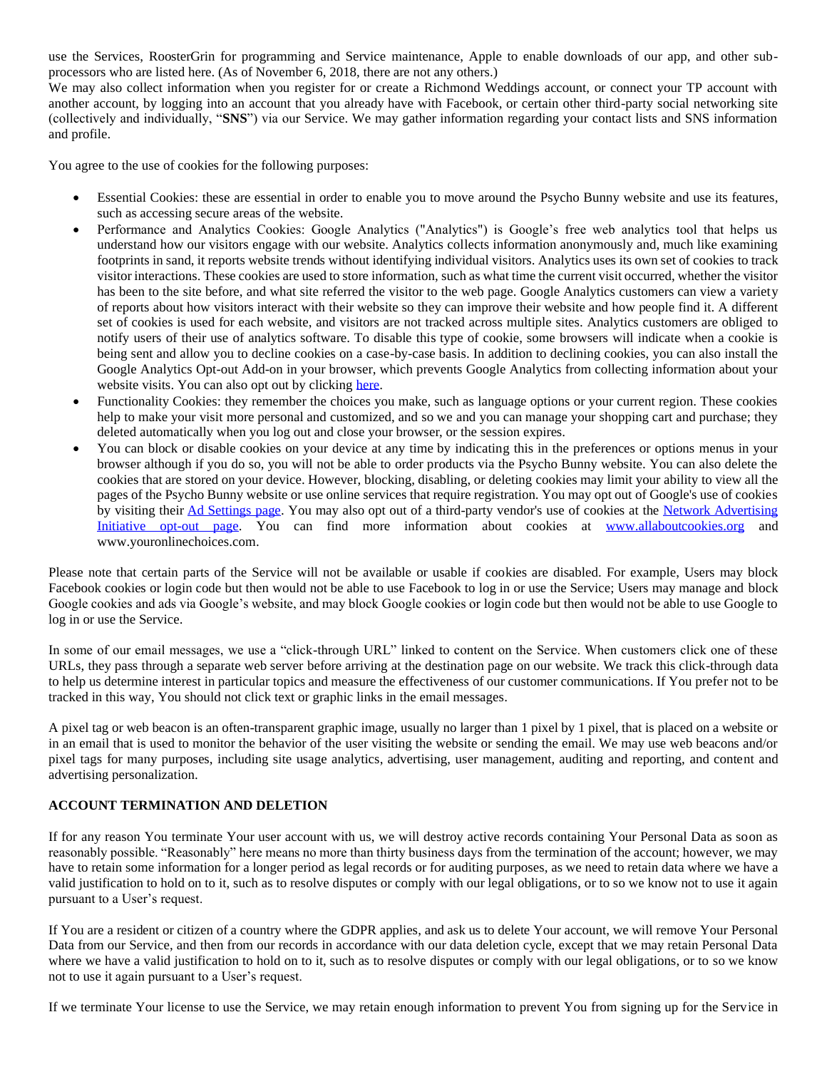use the Services, RoosterGrin for programming and Service maintenance, Apple to enable downloads of our app, and other sub-processors who are listed here. (As of November 6, 2018, there are not any others.)
We may also collect information when you register for or create a Richmond Weddings account, or connect your TP account with another account, by logging into an account that you already have with Facebook, or certain other third-party social networking site (collectively and individually, "**SNS**") via our Service. We may gather information regarding your contact lists and SNS information and profile.

You agree to the use of cookies for the following purposes:

- Essential Cookies: these are essential in order to enable you to move around the Psycho Bunny website and use its features, such as accessing secure areas of the website.
- Performance and Analytics Cookies: Google Analytics ("Analytics") is Google's free web analytics tool that helps us understand how our visitors engage with our website. Analytics collects information anonymously and, much like examining footprints in sand, it reports website trends without identifying individual visitors. Analytics uses its own set of cookies to track visitor interactions. These cookies are used to store information, such as what time the current visit occurred, whether the visitor has been to the site before, and what site referred the visitor to the web page. Google Analytics customers can view a variety of reports about how visitors interact with their website so they can improve their website and how people find it. A different set of cookies is used for each website, and visitors are not tracked across multiple sites. Analytics customers are obliged to notify users of their use of analytics software. To disable this type of cookie, some browsers will indicate when a cookie is being sent and allow you to decline cookies on a case-by-case basis. In addition to declining cookies, you can also install the Google Analytics Opt-out Add-on in your browser, which prevents Google Analytics from collecting information about your website visits. You can also opt out by clicking [here](#).
- Functionality Cookies: they remember the choices you make, such as language options or your current region. These cookies help to make your visit more personal and customized, and so we and you can manage your shopping cart and purchase; they deleted automatically when you log out and close your browser, or the session expires.
- You can block or disable cookies on your device at any time by indicating this in the preferences or options menus in your browser although if you do so, you will not be able to order products via the Psycho Bunny website. You can also delete the cookies that are stored on your device. However, blocking, disabling, or deleting cookies may limit your ability to view all the pages of the Psycho Bunny website or use online services that require registration. You may opt out of Google's use of cookies by visiting their [Ad Settings page](#). You may also opt out of a third-party vendor's use of cookies at the [Network Advertising Initiative opt-out page](#). You can find more information about cookies at [www.allaboutcookies.org](http://www.allaboutcookies.org) and www.youronlinechoices.com.

Please note that certain parts of the Service will not be available or usable if cookies are disabled. For example, Users may block Facebook cookies or login code but then would not be able to use Facebook to log in or use the Service; Users may manage and block Google cookies and ads via Google's website, and may block Google cookies or login code but then would not be able to use Google to log in or use the Service.

In some of our email messages, we use a "click-through URL" linked to content on the Service. When customers click one of these URLs, they pass through a separate web server before arriving at the destination page on our website. We track this click-through data to help us determine interest in particular topics and measure the effectiveness of our customer communications. If You prefer not to be tracked in this way, You should not click text or graphic links in the email messages.

A pixel tag or web beacon is an often-transparent graphic image, usually no larger than 1 pixel by 1 pixel, that is placed on a website or in an email that is used to monitor the behavior of the user visiting the website or sending the email. We may use web beacons and/or pixel tags for many purposes, including site usage analytics, advertising, user management, auditing and reporting, and content and advertising personalization.

**ACCOUNT TERMINATION AND DELETION**

If for any reason You terminate Your user account with us, we will destroy active records containing Your Personal Data as soon as reasonably possible. "Reasonably" here means no more than thirty business days from the termination of the account; however, we may have to retain some information for a longer period as legal records or for auditing purposes, as we need to retain data where we have a valid justification to hold on to it, such as to resolve disputes or comply with our legal obligations, or to so we know not to use it again pursuant to a User's request.

If You are a resident or citizen of a country where the GDPR applies, and ask us to delete Your account, we will remove Your Personal Data from our Service, and then from our records in accordance with our data deletion cycle, except that we may retain Personal Data where we have a valid justification to hold on to it, such as to resolve disputes or comply with our legal obligations, or to so we know not to use it again pursuant to a User's request.

If we terminate Your license to use the Service, we may retain enough information to prevent You from signing up for the Service in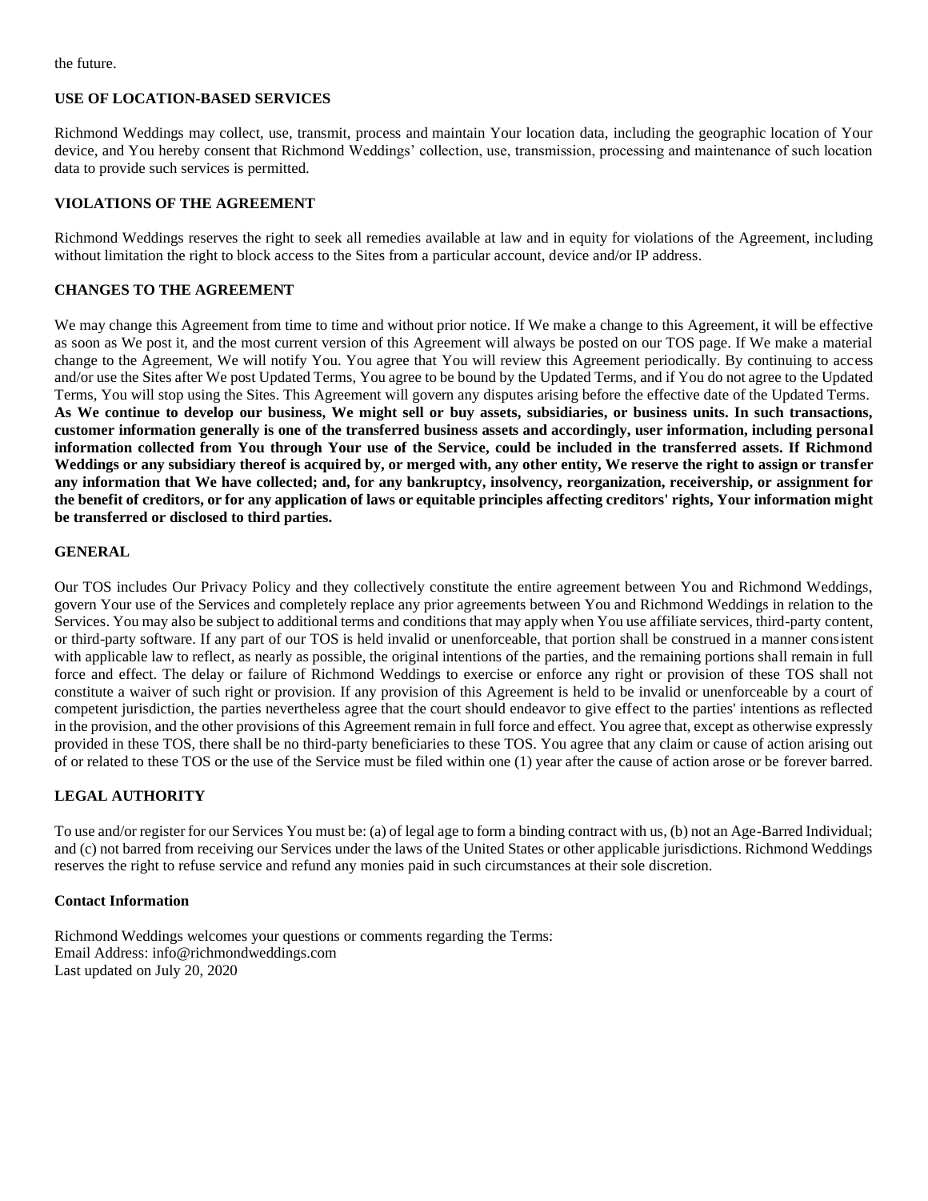the future.

## USE OF LOCATION-BASED SERVICES

Richmond Weddings may collect, use, transmit, process and maintain Your location data, including the geographic location of Your device, and You hereby consent that Richmond Weddings' collection, use, transmission, processing and maintenance of such location data to provide such services is permitted.

## VIOLATIONS OF THE AGREEMENT

Richmond Weddings reserves the right to seek all remedies available at law and in equity for violations of the Agreement, including without limitation the right to block access to the Sites from a particular account, device and/or IP address.

## CHANGES TO THE AGREEMENT

We may change this Agreement from time to time and without prior notice. If We make a change to this Agreement, it will be effective as soon as We post it, and the most current version of this Agreement will always be posted on our TOS page. If We make a material change to the Agreement, We will notify You. You agree that You will review this Agreement periodically. By continuing to access and/or use the Sites after We post Updated Terms, You agree to be bound by the Updated Terms, and if You do not agree to the Updated Terms, You will stop using the Sites. This Agreement will govern any disputes arising before the effective date of the Updated Terms. **As We continue to develop our business, We might sell or buy assets, subsidiaries, or business units. In such transactions, customer information generally is one of the transferred business assets and accordingly, user information, including personal information collected from You through Your use of the Service, could be included in the transferred assets. If Richmond Weddings or any subsidiary thereof is acquired by, or merged with, any other entity, We reserve the right to assign or transfer any information that We have collected; and, for any bankruptcy, insolvency, reorganization, receivership, or assignment for the benefit of creditors, or for any application of laws or equitable principles affecting creditors' rights, Your information might be transferred or disclosed to third parties.**

## GENERAL

Our TOS includes Our Privacy Policy and they collectively constitute the entire agreement between You and Richmond Weddings, govern Your use of the Services and completely replace any prior agreements between You and Richmond Weddings in relation to the Services. You may also be subject to additional terms and conditions that may apply when You use affiliate services, third-party content, or third-party software. If any part of our TOS is held invalid or unenforceable, that portion shall be construed in a manner consistent with applicable law to reflect, as nearly as possible, the original intentions of the parties, and the remaining portions shall remain in full force and effect. The delay or failure of Richmond Weddings to exercise or enforce any right or provision of these TOS shall not constitute a waiver of such right or provision. If any provision of this Agreement is held to be invalid or unenforceable by a court of competent jurisdiction, the parties nevertheless agree that the court should endeavor to give effect to the parties' intentions as reflected in the provision, and the other provisions of this Agreement remain in full force and effect. You agree that, except as otherwise expressly provided in these TOS, there shall be no third-party beneficiaries to these TOS. You agree that any claim or cause of action arising out of or related to these TOS or the use of the Service must be filed within one (1) year after the cause of action arose or be forever barred.

## LEGAL AUTHORITY

To use and/or register for our Services You must be: (a) of legal age to form a binding contract with us, (b) not an Age-Barred Individual; and (c) not barred from receiving our Services under the laws of the United States or other applicable jurisdictions. Richmond Weddings reserves the right to refuse service and refund any monies paid in such circumstances at their sole discretion.

### Contact Information

Richmond Weddings welcomes your questions or comments regarding the Terms:
Email Address: info@richmondweddings.com
Last updated on July 20, 2020